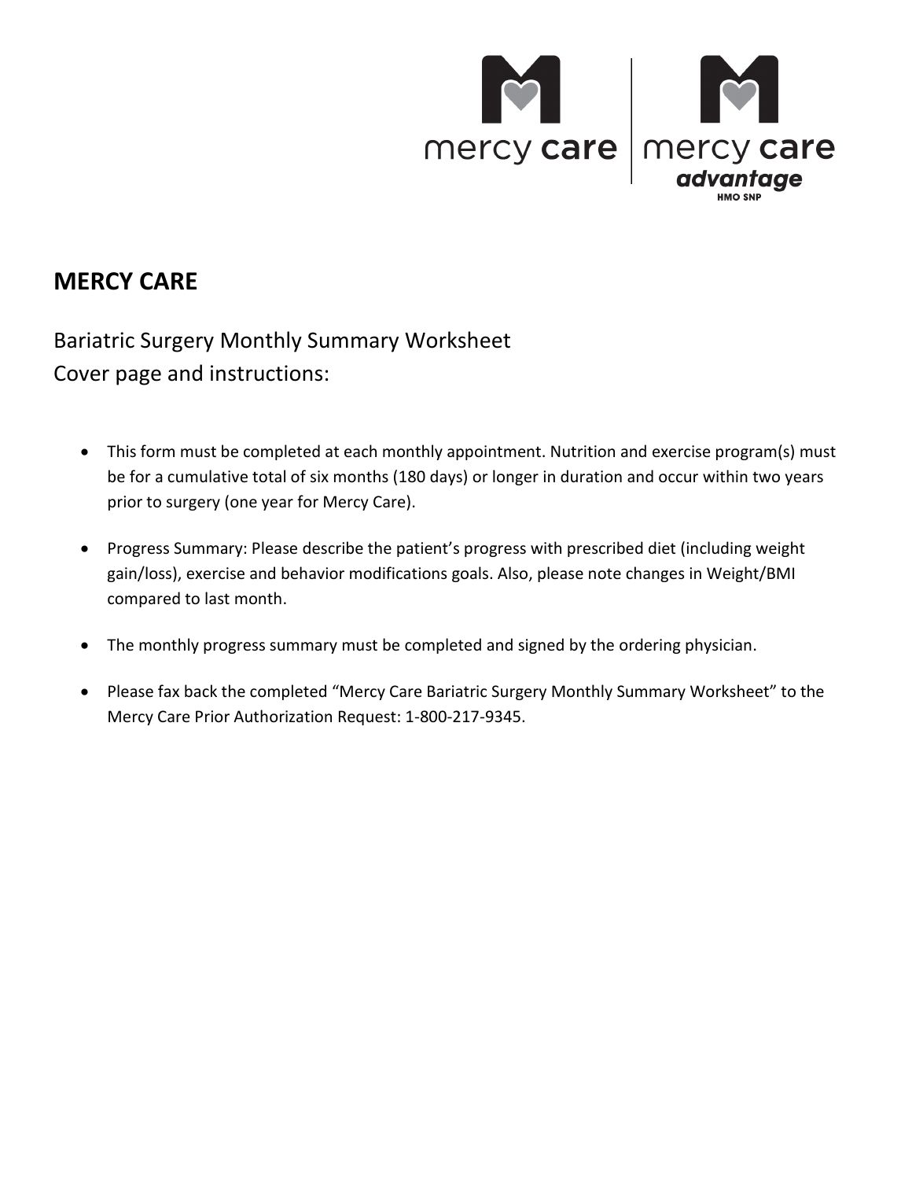## MERCY CARE

Bariatric Surgery Monthly Summary Worksheet
Cover page and instructions:

- This form must be completed at each monthly appointment. Nutrition and exercise program(s) must be for a cumulative total of six months (180 days) or longer in duration and occur within two years prior to surgery (one year for Mercy Care).
- Progress Summary: Please describe the patient's progress with prescribed diet (including weight gain/loss), exercise and behavior modifications goals. Also, please note changes in Weight/BMI compared to last month.
- The monthly progress summary must be completed and signed by the ordering physician.
- Please fax back the completed "Mercy Care Bariatric Surgery Monthly Summary Worksheet" to the Mercy Care Prior Authorization Request: 1-800-217-9345.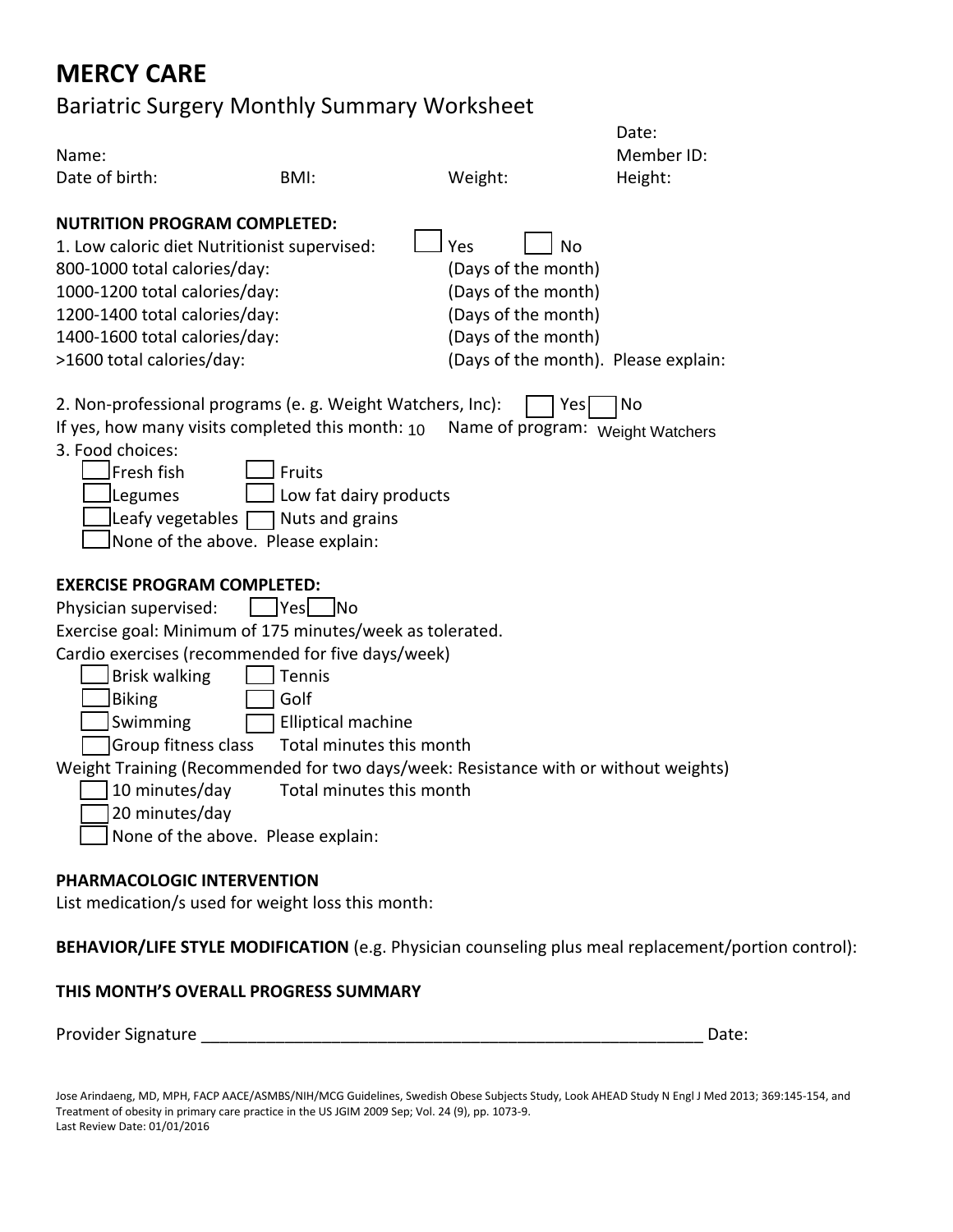# MERCY CARE

## Bariatric Surgery Monthly Summary Worksheet

Date:

Name:

Member ID:

Date of birth: BMI: Weight: Height:

**NUTRITION PROGRAM COMPLETED:**

1. Low caloric diet Nutritionist supervised: ☐ Yes ☐ No

800-1000 total calories/day: (Days of the month)

1000-1200 total calories/day: (Days of the month)

1200-1400 total calories/day: (Days of the month)

1400-1600 total calories/day: (Days of the month)

>1600 total calories/day: (Days of the month). Please explain:

2. Non-professional programs (e. g. Weight Watchers, Inc): ☐ Yes ☐ No

If yes, how many visits completed this month: 10 Name of program: Weight Watchers

3. Food choices:

- ☐ Fresh fish ☐ Fruits
- ☐ Legumes ☐ Low fat dairy products
- ☐ Leafy vegetables ☐ Nuts and grains
- ☐ None of the above. Please explain:

**EXERCISE PROGRAM COMPLETED:**

Physician supervised: ☐ Yes ☐ No

Exercise goal: Minimum of 175 minutes/week as tolerated.

Cardio exercises (recommended for five days/week)

- ☐ Brisk walking ☐ Tennis
- ☐ Biking ☐ Golf
- ☐ Swimming ☐ Elliptical machine
- ☐ Group fitness class Total minutes this month

Weight Training (Recommended for two days/week: Resistance with or without weights)

- ☐ 10 minutes/day Total minutes this month
- ☐ 20 minutes/day
- ☐ None of the above. Please explain:

**PHARMACOLOGIC INTERVENTION**

List medication/s used for weight loss this month:

**BEHAVIOR/LIFE STYLE MODIFICATION** (e.g. Physician counseling plus meal replacement/portion control):

**THIS MONTH'S OVERALL PROGRESS SUMMARY**

Provider Signature ________________________________________________________ Date:

Jose Arindaeng, MD, MPH, FACP AACE/ASMBS/NIH/MCG Guidelines, Swedish Obese Subjects Study, Look AHEAD Study N Engl J Med 2013; 369:145-154, and Treatment of obesity in primary care practice in the US JGIM 2009 Sep; Vol. 24 (9), pp. 1073-9.
Last Review Date: 01/01/2016